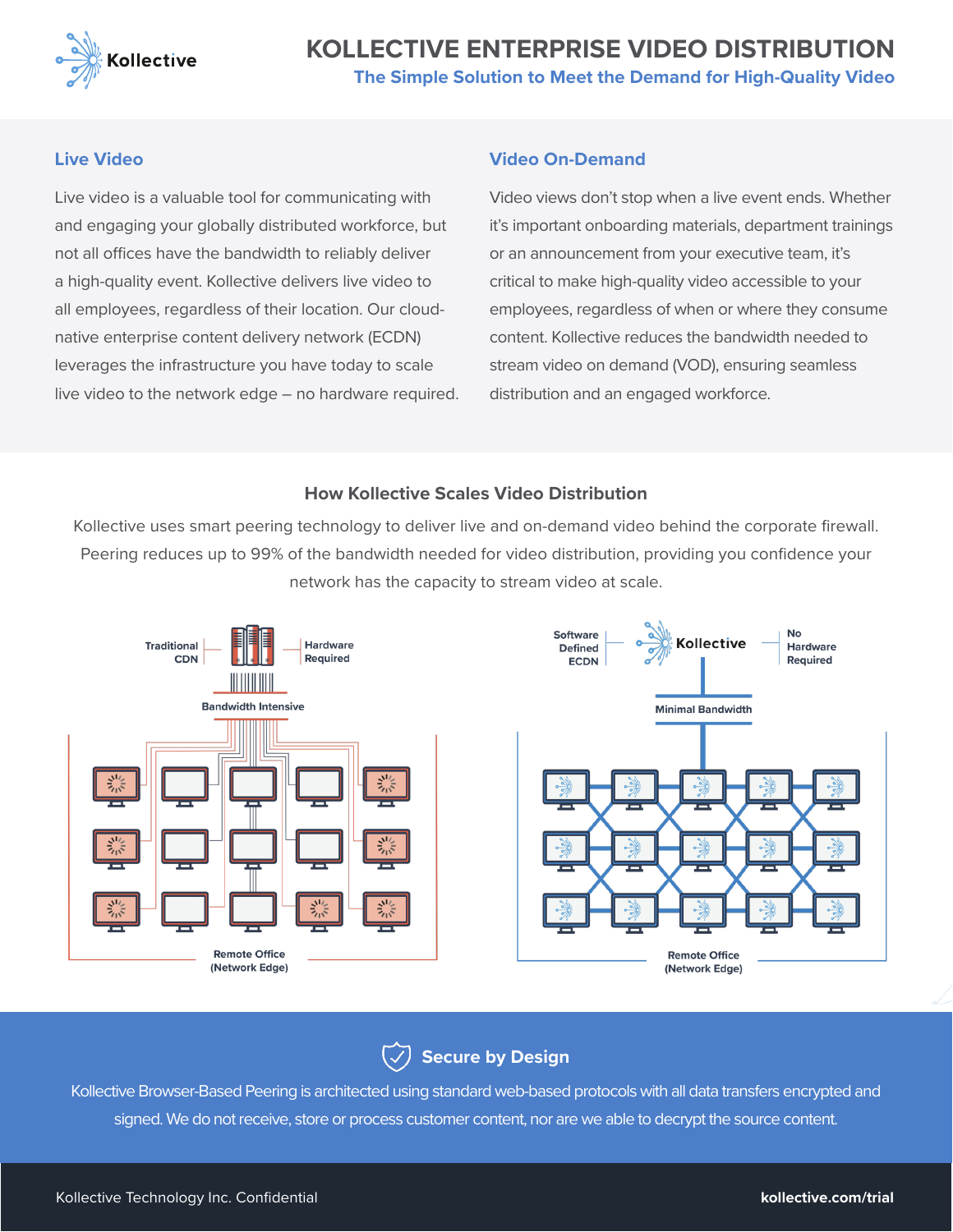# KOLLECTIVE ENTERPRISE VIDEO DISTRIBUTION

## The Simple Solution to Meet the Demand for High-Quality Video

### Live Video

Live video is a valuable tool for communicating with and engaging your globally distributed workforce, but not all offices have the bandwidth to reliably deliver a high-quality event. Kollective delivers live video to all employees, regardless of their location. Our cloud-native enterprise content delivery network (ECDN) leverages the infrastructure you have today to scale live video to the network edge – no hardware required.

### Video On-Demand

Video views don't stop when a live event ends. Whether it's important onboarding materials, department trainings or an announcement from your executive team, it's critical to make high-quality video accessible to your employees, regardless of when or where they consume content. Kollective reduces the bandwidth needed to stream video on demand (VOD), ensuring seamless distribution and an engaged workforce.

### How Kollective Scales Video Distribution

Kollective uses smart peering technology to deliver live and on-demand video behind the corporate firewall. Peering reduces up to 99% of the bandwidth needed for video distribution, providing you confidence your network has the capacity to stream video at scale.

Traditional CDN | Hardware Required | Bandwidth Intensive | Remote Office (Network Edge)

Software Defined ECDN | Kollective | No Hardware Required | Minimal Bandwidth | Remote Office (Network Edge)

### Secure by Design

Kollective Browser-Based Peering is architected using standard web-based protocols with all data transfers encrypted and signed. We do not receive, store or process customer content, nor are we able to decrypt the source content.

Kollective Technology Inc. Confidential

kollective.com/trial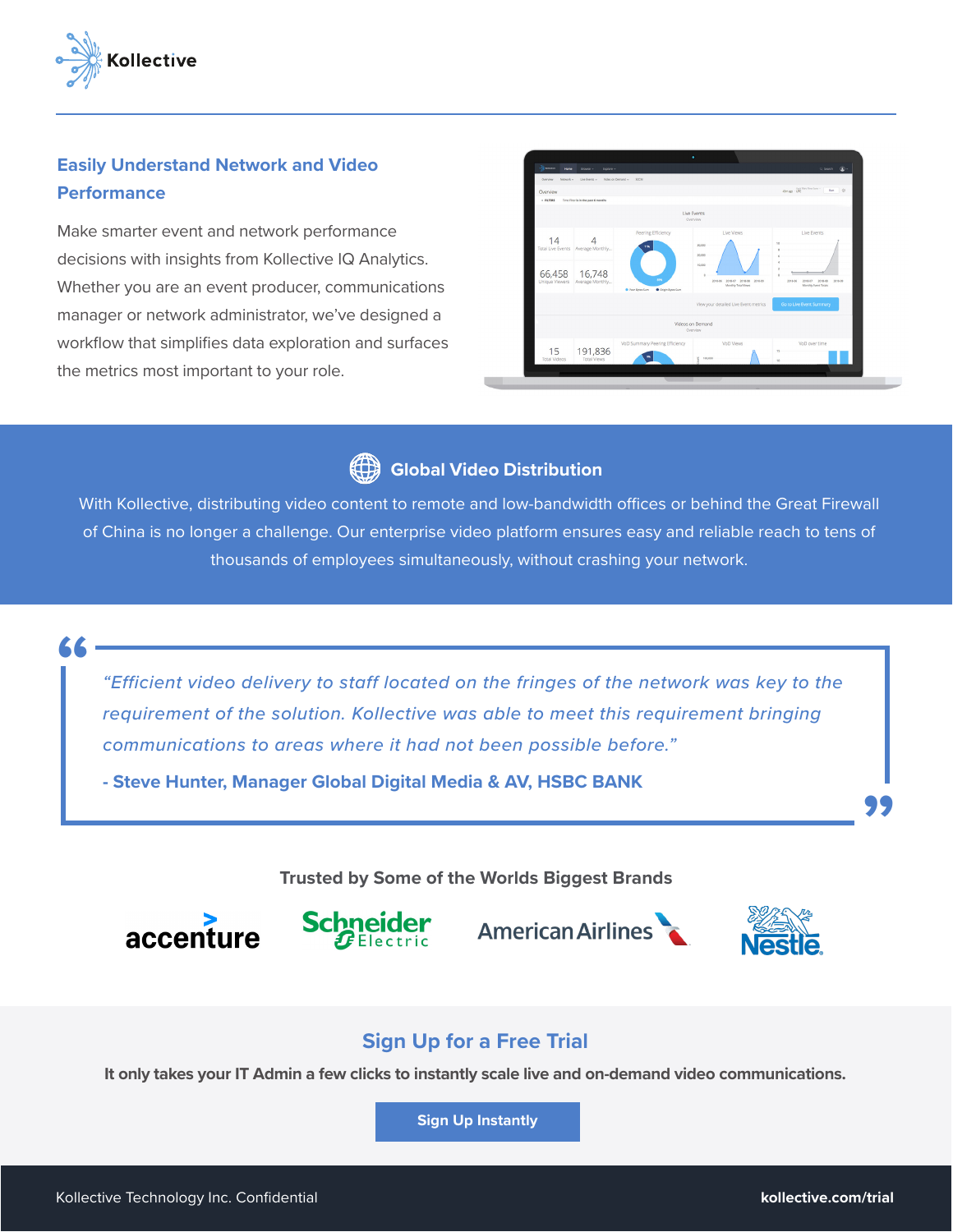Kollective

## Easily Understand Network and Video Performance

Make smarter event and network performance decisions with insights from Kollective IQ Analytics. Whether you are an event producer, communications manager or network administrator, we've designed a workflow that simplifies data exploration and surfaces the metrics most important to your role.

## Global Video Distribution

With Kollective, distributing video content to remote and low-bandwidth offices or behind the Great Firewall of China is no longer a challenge. Our enterprise video platform ensures easy and reliable reach to tens of thousands of employees simultaneously, without crashing your network.

> *"Efficient video delivery to staff located on the fringes of the network was key to the requirement of the solution. Kollective was able to meet this requirement bringing communications to areas where it had not been possible before."*
>
> **- Steve Hunter, Manager Global Digital Media & AV, HSBC BANK**

### Trusted by Some of the Worlds Biggest Brands

accenture · Schneider Electric · American Airlines · Nestlé

## Sign Up for a Free Trial

**It only takes your IT Admin a few clicks to instantly scale live and on-demand video communications.**

**Sign Up Instantly**

Kollective Technology Inc. Confidential

**kollective.com/trial**